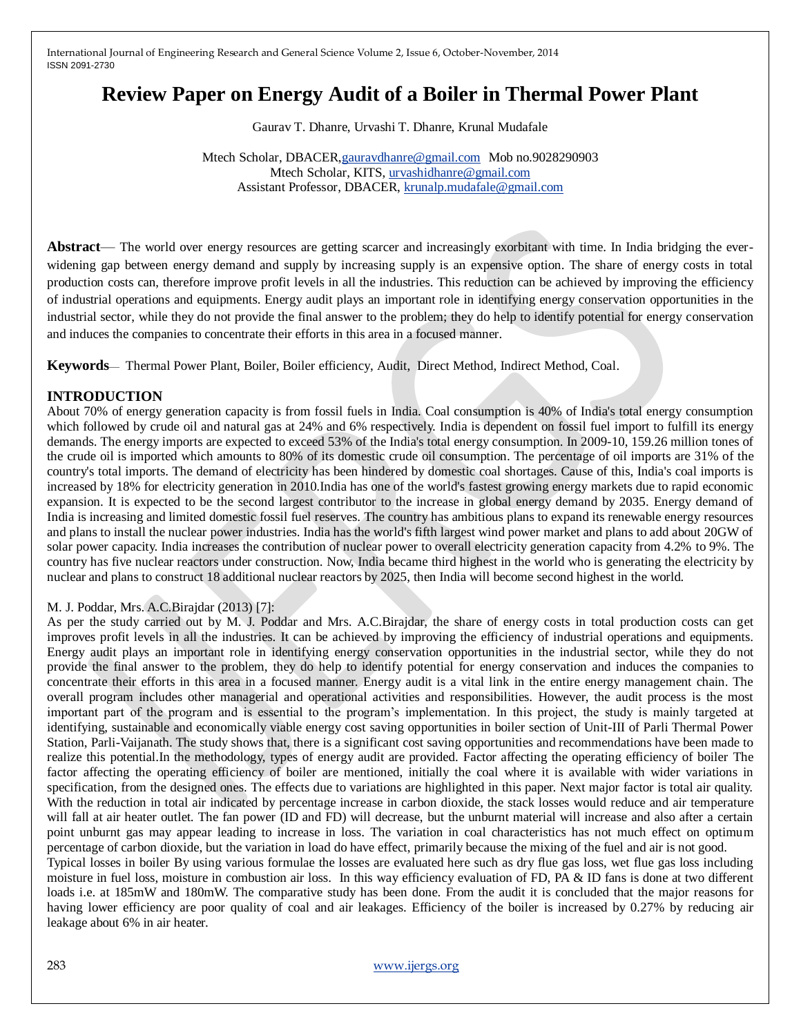# Review Paper on Energy Audit of a Boiler in Thermal Power Plant

Gaurav T. Dhanre, Urvashi T. Dhanre, Krunal Mudafale

Mtech Scholar, DBACER,gauravdhanre@gmail.com Mob no.9028290903
Mtech Scholar, KITS, urvashidhanre@gmail.com
Assistant Professor, DBACER, krunalp.mudafale@gmail.com

**Abstract**— The world over energy resources are getting scarcer and increasingly exorbitant with time. In India bridging the ever-widening gap between energy demand and supply by increasing supply is an expensive option. The share of energy costs in total production costs can, therefore improve profit levels in all the industries. This reduction can be achieved by improving the efficiency of industrial operations and equipments. Energy audit plays an important role in identifying energy conservation opportunities in the industrial sector, while they do not provide the final answer to the problem; they do help to identify potential for energy conservation and induces the companies to concentrate their efforts in this area in a focused manner.

**Keywords**— Thermal Power Plant, Boiler, Boiler efficiency, Audit, Direct Method, Indirect Method, Coal.

## INTRODUCTION

About 70% of energy generation capacity is from fossil fuels in India. Coal consumption is 40% of India's total energy consumption which followed by crude oil and natural gas at 24% and 6% respectively. India is dependent on fossil fuel import to fulfill its energy demands. The energy imports are expected to exceed 53% of the India's total energy consumption. In 2009-10, 159.26 million tones of the crude oil is imported which amounts to 80% of its domestic crude oil consumption. The percentage of oil imports are 31% of the country's total imports. The demand of electricity has been hindered by domestic coal shortages. Cause of this, India's coal imports is increased by 18% for electricity generation in 2010.India has one of the world's fastest growing energy markets due to rapid economic expansion. It is expected to be the second largest contributor to the increase in global energy demand by 2035. Energy demand of India is increasing and limited domestic fossil fuel reserves. The country has ambitious plans to expand its renewable energy resources and plans to install the nuclear power industries. India has the world's fifth largest wind power market and plans to add about 20GW of solar power capacity. India increases the contribution of nuclear power to overall electricity generation capacity from 4.2% to 9%. The country has five nuclear reactors under construction. Now, India became third highest in the world who is generating the electricity by nuclear and plans to construct 18 additional nuclear reactors by 2025, then India will become second highest in the world.

M. J. Poddar, Mrs. A.C.Birajdar (2013) [7]:

As per the study carried out by M. J. Poddar and Mrs. A.C.Birajdar, the share of energy costs in total production costs can get improves profit levels in all the industries. It can be achieved by improving the efficiency of industrial operations and equipments. Energy audit plays an important role in identifying energy conservation opportunities in the industrial sector, while they do not provide the final answer to the problem, they do help to identify potential for energy conservation and induces the companies to concentrate their efforts in this area in a focused manner. Energy audit is a vital link in the entire energy management chain. The overall program includes other managerial and operational activities and responsibilities. However, the audit process is the most important part of the program and is essential to the program's implementation. In this project, the study is mainly targeted at identifying, sustainable and economically viable energy cost saving opportunities in boiler section of Unit-III of Parli Thermal Power Station, Parli-Vaijanath. The study shows that, there is a significant cost saving opportunities and recommendations have been made to realize this potential.In the methodology, types of energy audit are provided. Factor affecting the operating efficiency of boiler The factor affecting the operating efficiency of boiler are mentioned, initially the coal where it is available with wider variations in specification, from the designed ones. The effects due to variations are highlighted in this paper. Next major factor is total air quality. With the reduction in total air indicated by percentage increase in carbon dioxide, the stack losses would reduce and air temperature will fall at air heater outlet. The fan power (ID and FD) will decrease, but the unburnt material will increase and also after a certain point unburnt gas may appear leading to increase in loss. The variation in coal characteristics has not much effect on optimum percentage of carbon dioxide, but the variation in load do have effect, primarily because the mixing of the fuel and air is not good.
Typical losses in boiler By using various formulae the losses are evaluated here such as dry flue gas loss, wet flue gas loss including moisture in fuel loss, moisture in combustion air loss. In this way efficiency evaluation of FD, PA & ID fans is done at two different loads i.e. at 185mW and 180mW. The comparative study has been done. From the audit it is concluded that the major reasons for having lower efficiency are poor quality of coal and air leakages. Efficiency of the boiler is increased by 0.27% by reducing air leakage about 6% in air heater.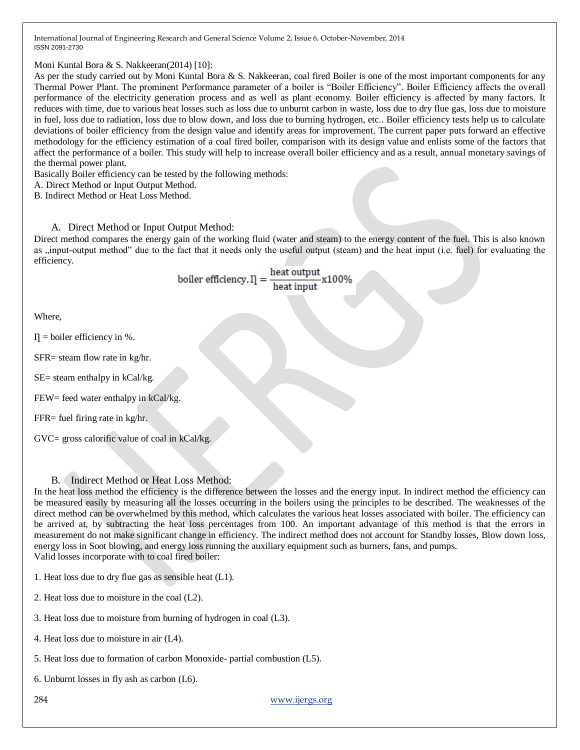Moni Kuntal Bora & S. Nakkeeran(2014) [10]:

As per the study carried out by Moni Kuntal Bora & S. Nakkeeran, coal fired Boiler is one of the most important components for any Thermal Power Plant. The prominent Performance parameter of a boiler is "Boiler Efficiency". Boiler Efficiency affects the overall performance of the electricity generation process and as well as plant economy. Boiler efficiency is affected by many factors. It reduces with time, due to various heat losses such as loss due to unburnt carbon in waste, loss due to dry flue gas, loss due to moisture in fuel, loss due to radiation, loss due to blow down, and loss due to burning hydrogen, etc.. Boiler efficiency tests help us to calculate deviations of boiler efficiency from the design value and identify areas for improvement. The current paper puts forward an effective methodology for the efficiency estimation of a coal fired boiler, comparison with its design value and enlists some of the factors that affect the performance of a boiler. This study will help to increase overall boiler efficiency and as a result, annual monetary savings of the thermal power plant.

Basically Boiler efficiency can be tested by the following methods:

A. Direct Method or Input Output Method.

B. Indirect Method or Heat Loss Method.

### A. Direct Method or Input Output Method:

Direct method compares the energy gain of the working fluid (water and steam) to the energy content of the fuel. This is also known as „input-output method" due to the fact that it needs only the useful output (steam) and the heat input (i.e. fuel) for evaluating the efficiency.

$$\text{boiler efficiency}, \eta = \frac{\text{heat output}}{\text{heat input}} \text{x}100\%$$

Where,

$\eta$ = boiler efficiency in %.

SFR= steam flow rate in kg/hr.

SE= steam enthalpy in kCal/kg.

FEW= feed water enthalpy in kCal/kg.

FFR= fuel firing rate in kg/hr.

GVC= gross calorific value of coal in kCal/kg.

### B. Indirect Method or Heat Loss Method:

In the heat loss method the efficiency is the difference between the losses and the energy input. In indirect method the efficiency can be measured easily by measuring all the losses occurring in the boilers using the principles to be described. The weaknesses of the direct method can be overwhelmed by this method, which calculates the various heat losses associated with boiler. The efficiency can be arrived at, by subtracting the heat loss percentages from 100. An important advantage of this method is that the errors in measurement do not make significant change in efficiency. The indirect method does not account for Standby losses, Blow down loss, energy loss in Soot blowing, and energy loss running the auxiliary equipment such as burners, fans, and pumps.

Valid losses incorporate with to coal fired boiler:

1. Heat loss due to dry flue gas as sensible heat (L1).

2. Heat loss due to moisture in the coal (L2).

3. Heat loss due to moisture from burning of hydrogen in coal (L3).

4. Heat loss due to moisture in air (L4).

5. Heat loss due to formation of carbon Monoxide- partial combustion (L5).

6. Unburnt losses in fly ash as carbon (L6).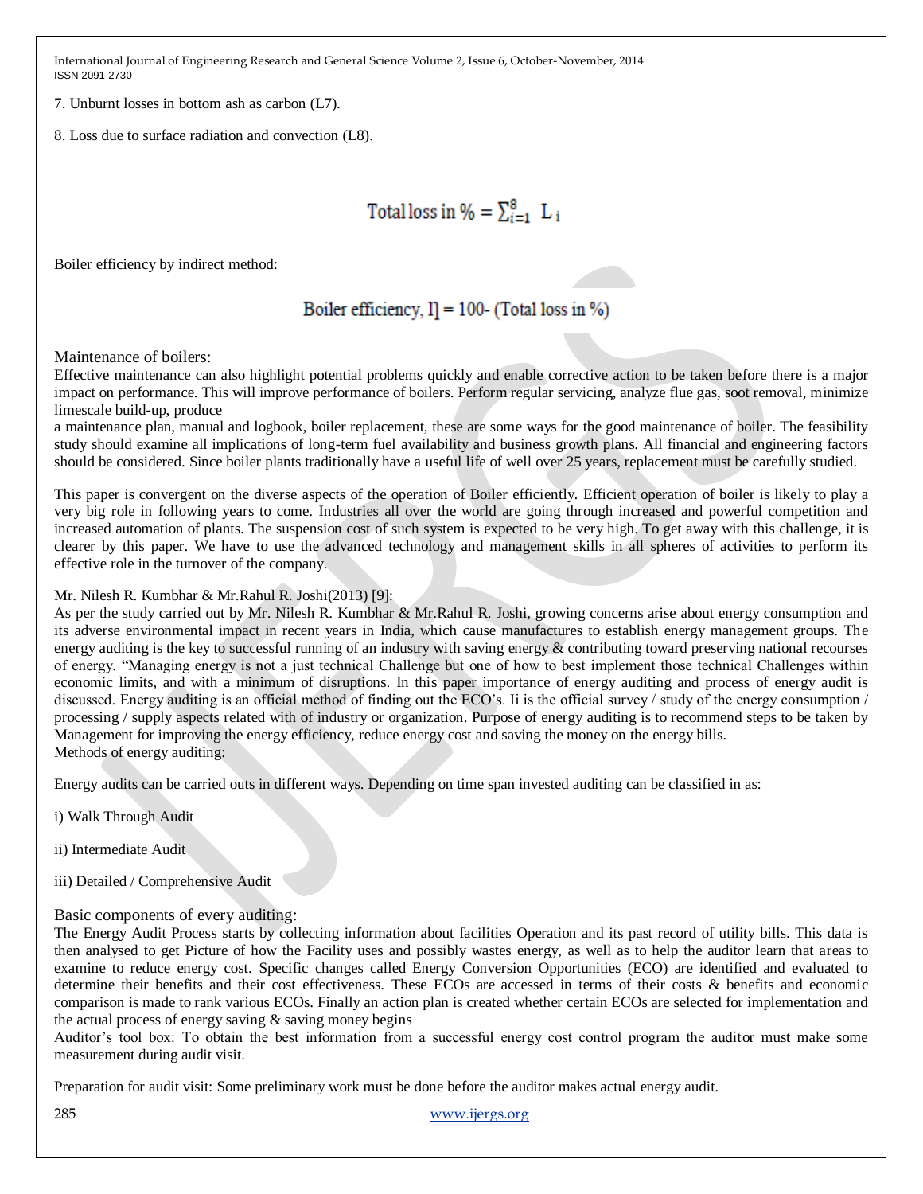7. Unburnt losses in bottom ash as carbon (L7).

8. Loss due to surface radiation and convection (L8).

$$\text{Total loss in \%} = \sum_{i=1}^{8} L_i$$

Boiler efficiency by indirect method:

$$\text{Boiler efficiency, } \eta = 100 - (\text{Total loss in \%})$$

### Maintenance of boilers:

Effective maintenance can also highlight potential problems quickly and enable corrective action to be taken before there is a major impact on performance. This will improve performance of boilers. Perform regular servicing, analyze flue gas, soot removal, minimize limescale build-up, produce
a maintenance plan, manual and logbook, boiler replacement, these are some ways for the good maintenance of boiler. The feasibility study should examine all implications of long-term fuel availability and business growth plans. All financial and engineering factors should be considered. Since boiler plants traditionally have a useful life of well over 25 years, replacement must be carefully studied.

This paper is convergent on the diverse aspects of the operation of Boiler efficiently. Efficient operation of boiler is likely to play a very big role in following years to come. Industries all over the world are going through increased and powerful competition and increased automation of plants. The suspension cost of such system is expected to be very high. To get away with this challenge, it is clearer by this paper. We have to use the advanced technology and management skills in all spheres of activities to perform its effective role in the turnover of the company.

Mr. Nilesh R. Kumbhar & Mr.Rahul R. Joshi(2013) [9]:
As per the study carried out by Mr. Nilesh R. Kumbhar & Mr.Rahul R. Joshi, growing concerns arise about energy consumption and its adverse environmental impact in recent years in India, which cause manufactures to establish energy management groups. The energy auditing is the key to successful running of an industry with saving energy & contributing toward preserving national recourses of energy. "Managing energy is not a just technical Challenge but one of how to best implement those technical Challenges within economic limits, and with a minimum of disruptions. In this paper importance of energy auditing and process of energy audit is discussed. Energy auditing is an official method of finding out the ECO's. Ii is the official survey / study of the energy consumption / processing / supply aspects related with of industry or organization. Purpose of energy auditing is to recommend steps to be taken by Management for improving the energy efficiency, reduce energy cost and saving the money on the energy bills.
Methods of energy auditing:

Energy audits can be carried outs in different ways. Depending on time span invested auditing can be classified in as:

i) Walk Through Audit

ii) Intermediate Audit

iii) Detailed / Comprehensive Audit

### Basic components of every auditing:

The Energy Audit Process starts by collecting information about facilities Operation and its past record of utility bills. This data is then analysed to get Picture of how the Facility uses and possibly wastes energy, as well as to help the auditor learn that areas to examine to reduce energy cost. Specific changes called Energy Conversion Opportunities (ECO) are identified and evaluated to determine their benefits and their cost effectiveness. These ECOs are accessed in terms of their costs & benefits and economic comparison is made to rank various ECOs. Finally an action plan is created whether certain ECOs are selected for implementation and the actual process of energy saving & saving money begins
Auditor's tool box: To obtain the best information from a successful energy cost control program the auditor must make some measurement during audit visit.

Preparation for audit visit: Some preliminary work must be done before the auditor makes actual energy audit.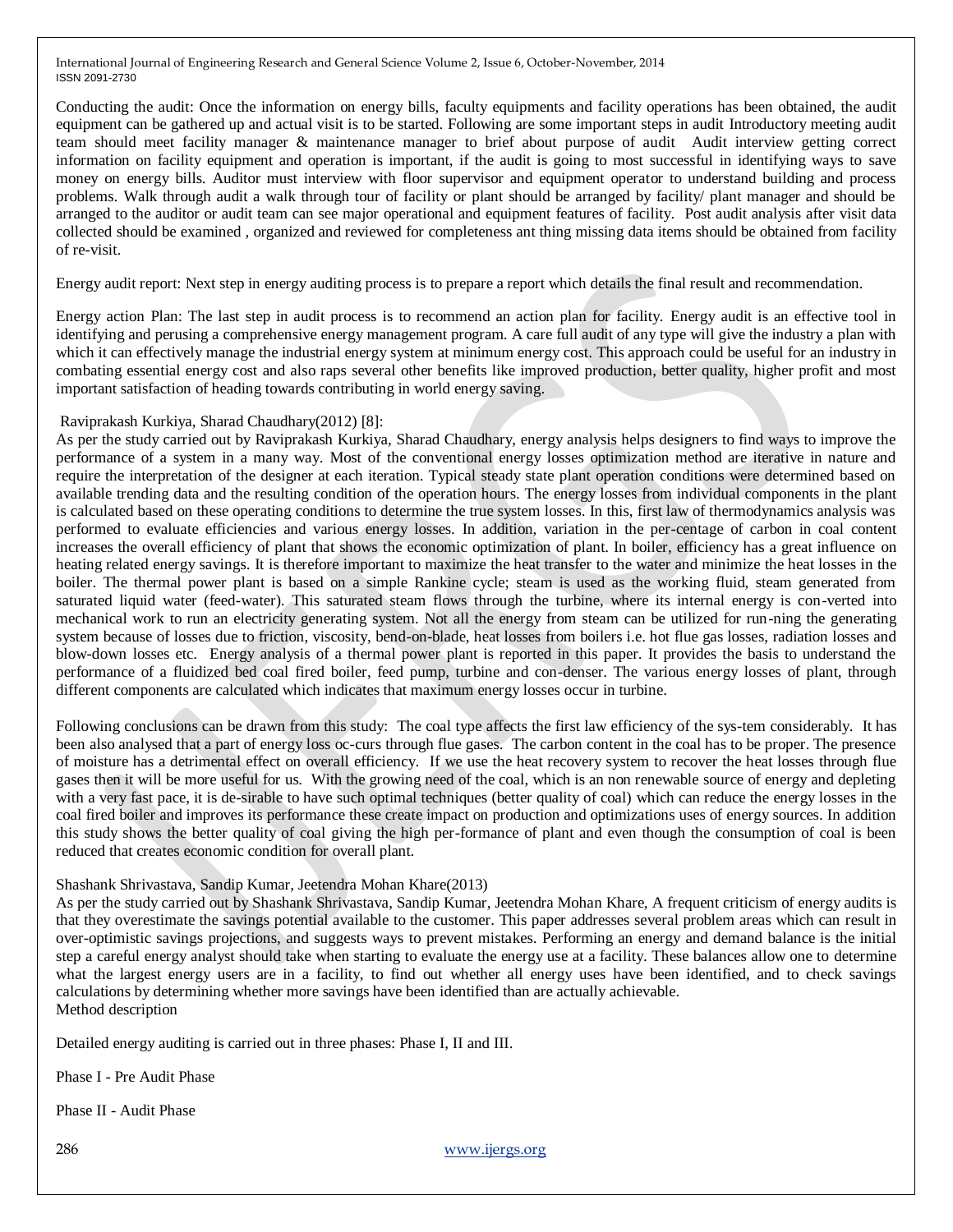Conducting the audit: Once the information on energy bills, faculty equipments and facility operations has been obtained, the audit equipment can be gathered up and actual visit is to be started. Following are some important steps in audit Introductory meeting audit team should meet facility manager & maintenance manager to brief about purpose of audit Audit interview getting correct information on facility equipment and operation is important, if the audit is going to most successful in identifying ways to save money on energy bills. Auditor must interview with floor supervisor and equipment operator to understand building and process problems. Walk through audit a walk through tour of facility or plant should be arranged by facility/ plant manager and should be arranged to the auditor or audit team can see major operational and equipment features of facility. Post audit analysis after visit data collected should be examined , organized and reviewed for completeness ant thing missing data items should be obtained from facility of re-visit.

Energy audit report: Next step in energy auditing process is to prepare a report which details the final result and recommendation.

Energy action Plan: The last step in audit process is to recommend an action plan for facility. Energy audit is an effective tool in identifying and perusing a comprehensive energy management program. A care full audit of any type will give the industry a plan with which it can effectively manage the industrial energy system at minimum energy cost. This approach could be useful for an industry in combating essential energy cost and also raps several other benefits like improved production, better quality, higher profit and most important satisfaction of heading towards contributing in world energy saving.

Raviprakash Kurkiya, Sharad Chaudhary(2012) [8]:

As per the study carried out by Raviprakash Kurkiya, Sharad Chaudhary, energy analysis helps designers to find ways to improve the performance of a system in a many way. Most of the conventional energy losses optimization method are iterative in nature and require the interpretation of the designer at each iteration. Typical steady state plant operation conditions were determined based on available trending data and the resulting condition of the operation hours. The energy losses from individual components in the plant is calculated based on these operating conditions to determine the true system losses. In this, first law of thermodynamics analysis was performed to evaluate efficiencies and various energy losses. In addition, variation in the per-centage of carbon in coal content increases the overall efficiency of plant that shows the economic optimization of plant. In boiler, efficiency has a great influence on heating related energy savings. It is therefore important to maximize the heat transfer to the water and minimize the heat losses in the boiler. The thermal power plant is based on a simple Rankine cycle; steam is used as the working fluid, steam generated from saturated liquid water (feed-water). This saturated steam flows through the turbine, where its internal energy is con-verted into mechanical work to run an electricity generating system. Not all the energy from steam can be utilized for run-ning the generating system because of losses due to friction, viscosity, bend-on-blade, heat losses from boilers i.e. hot flue gas losses, radiation losses and blow-down losses etc. Energy analysis of a thermal power plant is reported in this paper. It provides the basis to understand the performance of a fluidized bed coal fired boiler, feed pump, turbine and con-denser. The various energy losses of plant, through different components are calculated which indicates that maximum energy losses occur in turbine.

Following conclusions can be drawn from this study: The coal type affects the first law efficiency of the sys-tem considerably. It has been also analysed that a part of energy loss oc-curs through flue gases. The carbon content in the coal has to be proper. The presence of moisture has a detrimental effect on overall efficiency. If we use the heat recovery system to recover the heat losses through flue gases then it will be more useful for us. With the growing need of the coal, which is an non renewable source of energy and depleting with a very fast pace, it is de-sirable to have such optimal techniques (better quality of coal) which can reduce the energy losses in the coal fired boiler and improves its performance these create impact on production and optimizations uses of energy sources. In addition this study shows the better quality of coal giving the high per-formance of plant and even though the consumption of coal is been reduced that creates economic condition for overall plant.

Shashank Shrivastava, Sandip Kumar, Jeetendra Mohan Khare(2013)

As per the study carried out by Shashank Shrivastava, Sandip Kumar, Jeetendra Mohan Khare, A frequent criticism of energy audits is that they overestimate the savings potential available to the customer. This paper addresses several problem areas which can result in over-optimistic savings projections, and suggests ways to prevent mistakes. Performing an energy and demand balance is the initial step a careful energy analyst should take when starting to evaluate the energy use at a facility. These balances allow one to determine what the largest energy users are in a facility, to find out whether all energy uses have been identified, and to check savings calculations by determining whether more savings have been identified than are actually achievable.

Method description

Detailed energy auditing is carried out in three phases: Phase I, II and III.

Phase I - Pre Audit Phase

Phase II - Audit Phase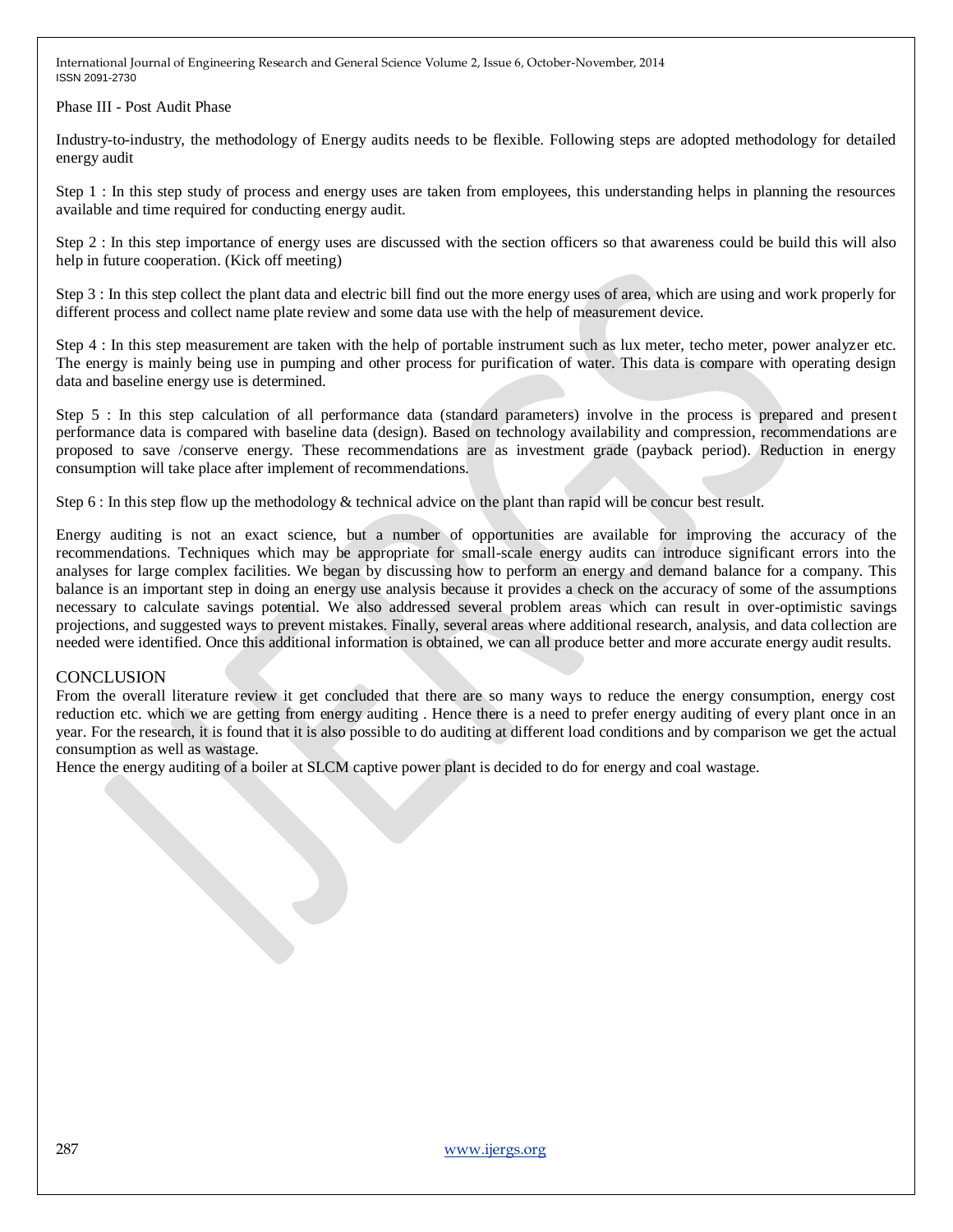Phase III - Post Audit Phase

Industry-to-industry, the methodology of Energy audits needs to be flexible. Following steps are adopted methodology for detailed energy audit

Step 1 : In this step study of process and energy uses are taken from employees, this understanding helps in planning the resources available and time required for conducting energy audit.

Step 2 : In this step importance of energy uses are discussed with the section officers so that awareness could be build this will also help in future cooperation. (Kick off meeting)

Step 3 : In this step collect the plant data and electric bill find out the more energy uses of area, which are using and work properly for different process and collect name plate review and some data use with the help of measurement device.

Step 4 : In this step measurement are taken with the help of portable instrument such as lux meter, techo meter, power analyzer etc. The energy is mainly being use in pumping and other process for purification of water. This data is compare with operating design data and baseline energy use is determined.

Step 5 : In this step calculation of all performance data (standard parameters) involve in the process is prepared and present performance data is compared with baseline data (design). Based on technology availability and compression, recommendations are proposed to save /conserve energy. These recommendations are as investment grade (payback period). Reduction in energy consumption will take place after implement of recommendations.

Step 6 : In this step flow up the methodology & technical advice on the plant than rapid will be concur best result.

Energy auditing is not an exact science, but a number of opportunities are available for improving the accuracy of the recommendations. Techniques which may be appropriate for small-scale energy audits can introduce significant errors into the analyses for large complex facilities. We began by discussing how to perform an energy and demand balance for a company. This balance is an important step in doing an energy use analysis because it provides a check on the accuracy of some of the assumptions necessary to calculate savings potential. We also addressed several problem areas which can result in over-optimistic savings projections, and suggested ways to prevent mistakes. Finally, several areas where additional research, analysis, and data collection are needed were identified. Once this additional information is obtained, we can all produce better and more accurate energy audit results.

## CONCLUSION

From the overall literature review it get concluded that there are so many ways to reduce the energy consumption, energy cost reduction etc. which we are getting from energy auditing . Hence there is a need to prefer energy auditing of every plant once in an year. For the research, it is found that it is also possible to do auditing at different load conditions and by comparison we get the actual consumption as well as wastage.

Hence the energy auditing of a boiler at SLCM captive power plant is decided to do for energy and coal wastage.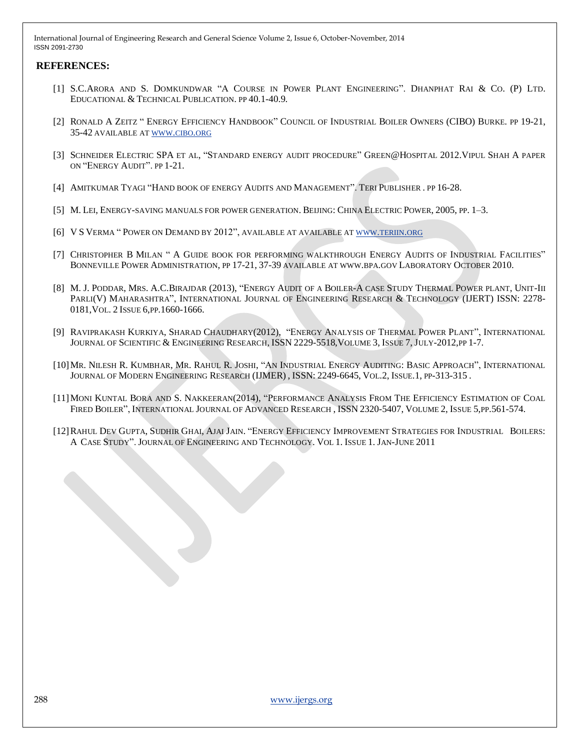## REFERENCES:

[1] S.C.Arora and S. Domkundwar "A Course in Power Plant Engineering". Dhanphat Rai & Co. (P) Ltd. Educational & Technical Publication. pp 40.1-40.9.

[2] Ronald A Zeitz " Energy Efficiency Handbook" Council of Industrial Boiler Owners (CIBO) Burke. pp 19-21, 35-42 available at www.cibo.org

[3] Schneider Electric SPA et al, "Standard energy audit procedure" Green@Hospital 2012.Vipul Shah A paper on "Energy Audit". pp 1-21.

[4] Amitkumar Tyagi "Hand book of energy Audits and Management". Teri Publisher . pp 16-28.

[5] M. Lei, Energy-saving manuals for power generation. Beijing: China Electric Power, 2005, pp. 1–3.

[6] V S Verma " Power on Demand by 2012", available at available at www.teriin.org

[7] Christopher B Milan " A Guide book for performing walkthrough Energy Audits of Industrial Facilities" Bonneville Power Administration, pp 17-21, 37-39 available at www.bpa.gov Laboratory October 2010.

[8] M. J. Poddar, Mrs. A.C.Birajdar (2013), "Energy Audit of a Boiler-A case Study Thermal Power plant, Unit-Iii Parli(V) Maharashtra", International Journal of Engineering Research & Technology (IJERT) ISSN: 2278-0181,Vol. 2 Issue 6,pp.1660-1666.

[9] Raviprakash Kurkiya, Sharad Chaudhary(2012), "Energy Analysis of Thermal Power Plant", International Journal of Scientific & Engineering Research, ISSN 2229-5518,Volume 3, Issue 7, July-2012,pp 1-7.

[10] Mr. Nilesh R. Kumbhar, Mr. Rahul R. Joshi, "An Industrial Energy Auditing: Basic Approach", International Journal of Modern Engineering Research (IJMER) , ISSN: 2249-6645, Vol.2, Issue.1, pp-313-315 .

[11] Moni Kuntal Bora and S. Nakkeeran(2014), "Performance Analysis From The Efficiency Estimation of Coal Fired Boiler", International Journal of Advanced Research , ISSN 2320-5407, Volume 2, Issue 5,pp.561-574.

[12] Rahul Dev Gupta, Sudhir Ghai, Ajai Jain. "Energy Efficiency Improvement Strategies for Industrial Boilers: A Case Study". Journal of Engineering and Technology. Vol 1. Issue 1. Jan-June 2011